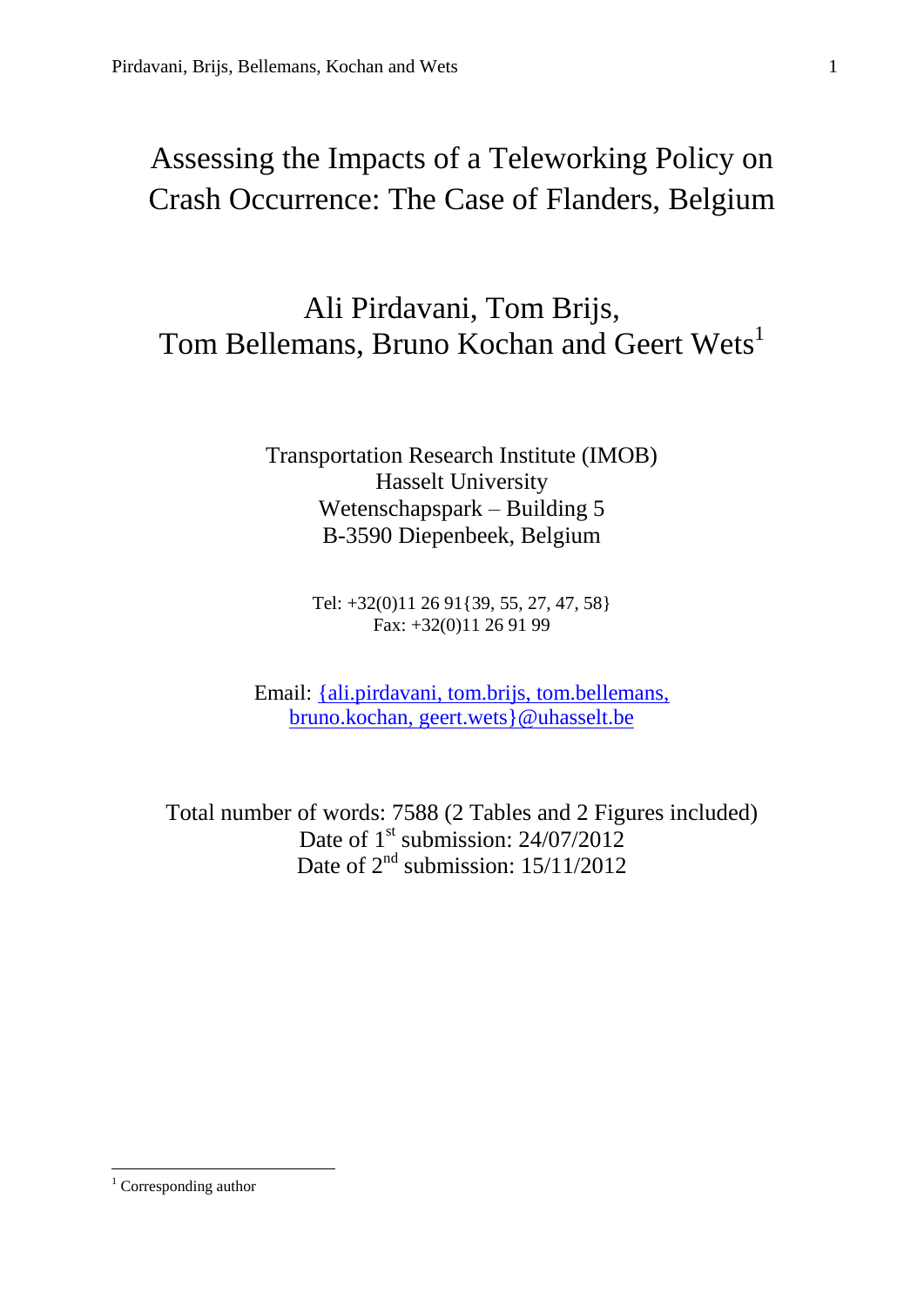# Assessing the Impacts of a Teleworking Policy on Crash Occurrence: The Case of Flanders, Belgium

Ali Pirdavani, Tom Brijs,
Tom Bellemans, Bruno Kochan and Geert Wets[1]

Transportation Research Institute (IMOB)
Hasselt University
Wetenschapspark – Building 5
B-3590 Diepenbeek, Belgium

Tel: +32(0)11 26 91{39, 55, 27, 47, 58}
Fax: +32(0)11 26 91 99

Email: {ali.pirdavani, tom.brijs, tom.bellemans, bruno.kochan, geert.wets}@uhasselt.be

Total number of words: 7588 (2 Tables and 2 Figures included)
Date of 1st submission: 24/07/2012
Date of 2nd submission: 15/11/2012

[1] Corresponding author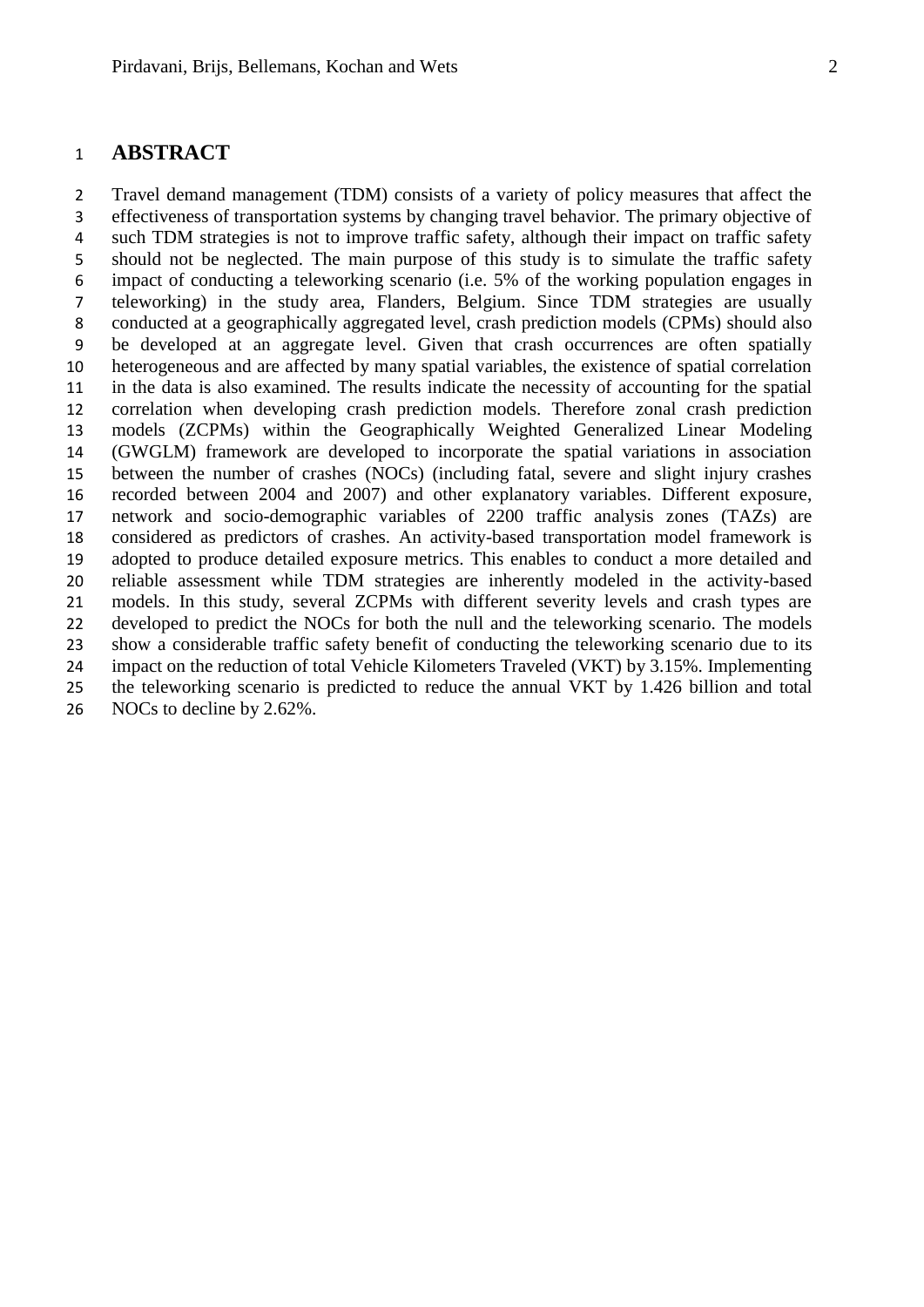## ABSTRACT

Travel demand management (TDM) consists of a variety of policy measures that affect the effectiveness of transportation systems by changing travel behavior. The primary objective of such TDM strategies is not to improve traffic safety, although their impact on traffic safety should not be neglected. The main purpose of this study is to simulate the traffic safety impact of conducting a teleworking scenario (i.e. 5% of the working population engages in teleworking) in the study area, Flanders, Belgium. Since TDM strategies are usually conducted at a geographically aggregated level, crash prediction models (CPMs) should also be developed at an aggregate level. Given that crash occurrences are often spatially heterogeneous and are affected by many spatial variables, the existence of spatial correlation in the data is also examined. The results indicate the necessity of accounting for the spatial correlation when developing crash prediction models. Therefore zonal crash prediction models (ZCPMs) within the Geographically Weighted Generalized Linear Modeling (GWGLM) framework are developed to incorporate the spatial variations in association between the number of crashes (NOCs) (including fatal, severe and slight injury crashes recorded between 2004 and 2007) and other explanatory variables. Different exposure, network and socio-demographic variables of 2200 traffic analysis zones (TAZs) are considered as predictors of crashes. An activity-based transportation model framework is adopted to produce detailed exposure metrics. This enables to conduct a more detailed and reliable assessment while TDM strategies are inherently modeled in the activity-based models. In this study, several ZCPMs with different severity levels and crash types are developed to predict the NOCs for both the null and the teleworking scenario. The models show a considerable traffic safety benefit of conducting the teleworking scenario due to its impact on the reduction of total Vehicle Kilometers Traveled (VKT) by 3.15%. Implementing the teleworking scenario is predicted to reduce the annual VKT by 1.426 billion and total NOCs to decline by 2.62%.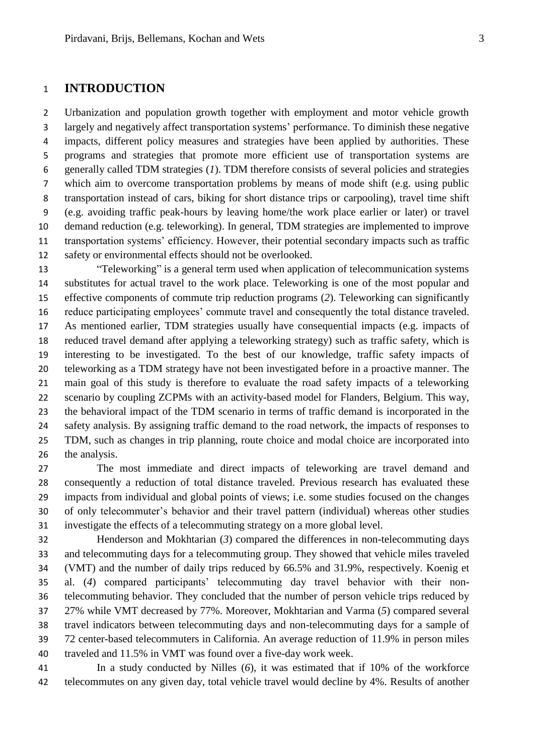# INTRODUCTION

Urbanization and population growth together with employment and motor vehicle growth largely and negatively affect transportation systems' performance. To diminish these negative impacts, different policy measures and strategies have been applied by authorities. These programs and strategies that promote more efficient use of transportation systems are generally called TDM strategies (*1*). TDM therefore consists of several policies and strategies which aim to overcome transportation problems by means of mode shift (e.g. using public transportation instead of cars, biking for short distance trips or carpooling), travel time shift (e.g. avoiding traffic peak-hours by leaving home/the work place earlier or later) or travel demand reduction (e.g. teleworking). In general, TDM strategies are implemented to improve transportation systems' efficiency. However, their potential secondary impacts such as traffic safety or environmental effects should not be overlooked.

"Teleworking" is a general term used when application of telecommunication systems substitutes for actual travel to the work place. Teleworking is one of the most popular and effective components of commute trip reduction programs (*2*). Teleworking can significantly reduce participating employees' commute travel and consequently the total distance traveled. As mentioned earlier, TDM strategies usually have consequential impacts (e.g. impacts of reduced travel demand after applying a teleworking strategy) such as traffic safety, which is interesting to be investigated. To the best of our knowledge, traffic safety impacts of teleworking as a TDM strategy have not been investigated before in a proactive manner. The main goal of this study is therefore to evaluate the road safety impacts of a teleworking scenario by coupling ZCPMs with an activity-based model for Flanders, Belgium. This way, the behavioral impact of the TDM scenario in terms of traffic demand is incorporated in the safety analysis. By assigning traffic demand to the road network, the impacts of responses to TDM, such as changes in trip planning, route choice and modal choice are incorporated into the analysis.

The most immediate and direct impacts of teleworking are travel demand and consequently a reduction of total distance traveled. Previous research has evaluated these impacts from individual and global points of views; i.e. some studies focused on the changes of only telecommuter's behavior and their travel pattern (individual) whereas other studies investigate the effects of a telecommuting strategy on a more global level.

Henderson and Mokhtarian (*3*) compared the differences in non-telecommuting days and telecommuting days for a telecommuting group. They showed that vehicle miles traveled (VMT) and the number of daily trips reduced by 66.5% and 31.9%, respectively. Koenig et al. (*4*) compared participants' telecommuting day travel behavior with their non-telecommuting behavior. They concluded that the number of person vehicle trips reduced by 27% while VMT decreased by 77%. Moreover, Mokhtarian and Varma (*5*) compared several travel indicators between telecommuting days and non-telecommuting days for a sample of 72 center-based telecommuters in California. An average reduction of 11.9% in person miles traveled and 11.5% in VMT was found over a five-day work week.

In a study conducted by Nilles (*6*), it was estimated that if 10% of the workforce telecommutes on any given day, total vehicle travel would decline by 4%. Results of another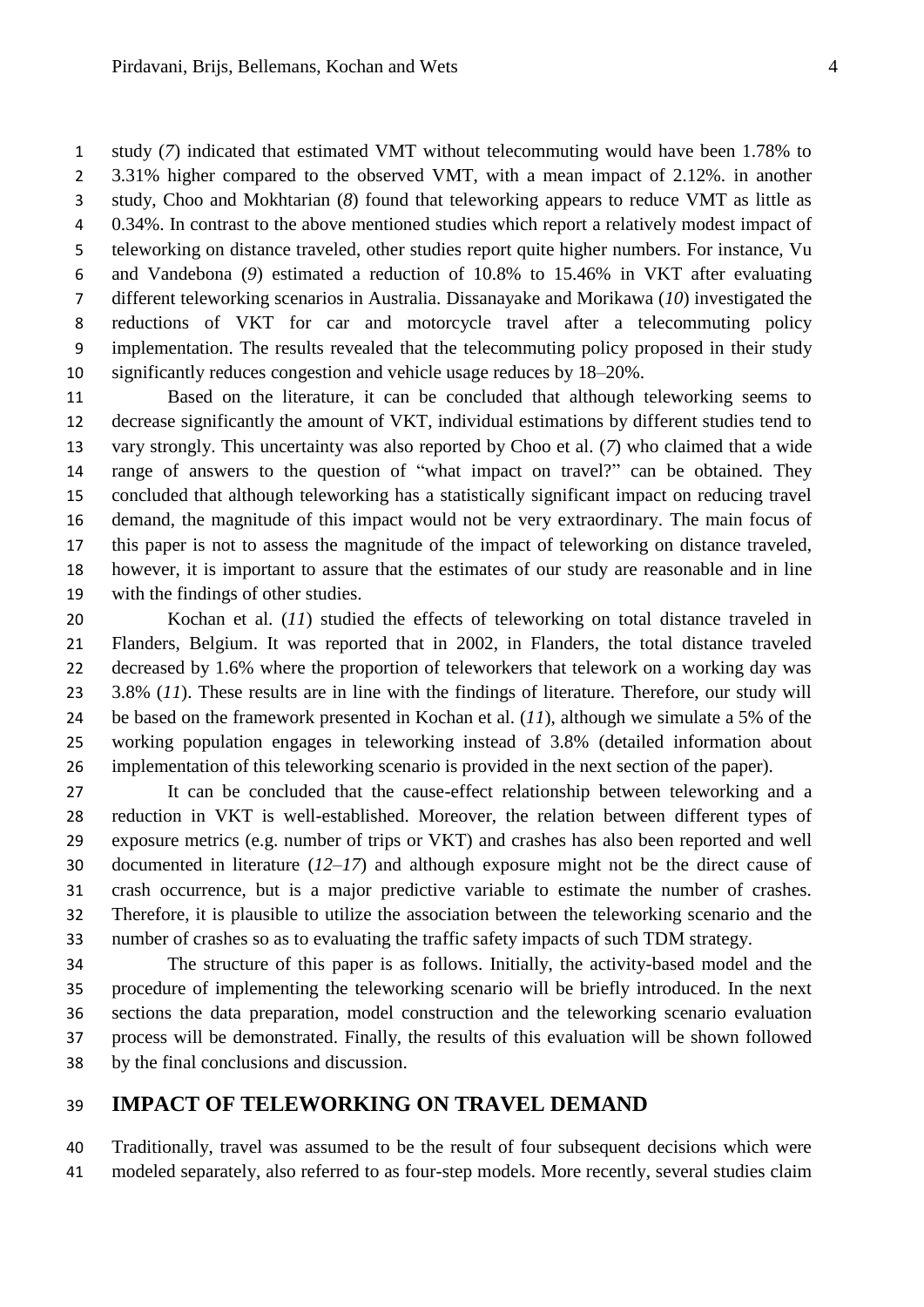study (*7*) indicated that estimated VMT without telecommuting would have been 1.78% to 3.31% higher compared to the observed VMT, with a mean impact of 2.12%. in another study, Choo and Mokhtarian (*8*) found that teleworking appears to reduce VMT as little as 0.34%. In contrast to the above mentioned studies which report a relatively modest impact of teleworking on distance traveled, other studies report quite higher numbers. For instance, Vu and Vandebona (*9*) estimated a reduction of 10.8% to 15.46% in VKT after evaluating different teleworking scenarios in Australia. Dissanayake and Morikawa (*10*) investigated the reductions of VKT for car and motorcycle travel after a telecommuting policy implementation. The results revealed that the telecommuting policy proposed in their study significantly reduces congestion and vehicle usage reduces by 18–20%.

Based on the literature, it can be concluded that although teleworking seems to decrease significantly the amount of VKT, individual estimations by different studies tend to vary strongly. This uncertainty was also reported by Choo et al. (*7*) who claimed that a wide range of answers to the question of "what impact on travel?" can be obtained. They concluded that although teleworking has a statistically significant impact on reducing travel demand, the magnitude of this impact would not be very extraordinary. The main focus of this paper is not to assess the magnitude of the impact of teleworking on distance traveled, however, it is important to assure that the estimates of our study are reasonable and in line with the findings of other studies.

Kochan et al. (*11*) studied the effects of teleworking on total distance traveled in Flanders, Belgium. It was reported that in 2002, in Flanders, the total distance traveled decreased by 1.6% where the proportion of teleworkers that telework on a working day was 3.8% (*11*). These results are in line with the findings of literature. Therefore, our study will be based on the framework presented in Kochan et al. (*11*), although we simulate a 5% of the working population engages in teleworking instead of 3.8% (detailed information about implementation of this teleworking scenario is provided in the next section of the paper).

It can be concluded that the cause-effect relationship between teleworking and a reduction in VKT is well-established. Moreover, the relation between different types of exposure metrics (e.g. number of trips or VKT) and crashes has also been reported and well documented in literature (*12*–*17*) and although exposure might not be the direct cause of crash occurrence, but is a major predictive variable to estimate the number of crashes. Therefore, it is plausible to utilize the association between the teleworking scenario and the number of crashes so as to evaluating the traffic safety impacts of such TDM strategy.

The structure of this paper is as follows. Initially, the activity-based model and the procedure of implementing the teleworking scenario will be briefly introduced. In the next sections the data preparation, model construction and the teleworking scenario evaluation process will be demonstrated. Finally, the results of this evaluation will be shown followed by the final conclusions and discussion.

## IMPACT OF TELEWORKING ON TRAVEL DEMAND

Traditionally, travel was assumed to be the result of four subsequent decisions which were modeled separately, also referred to as four-step models. More recently, several studies claim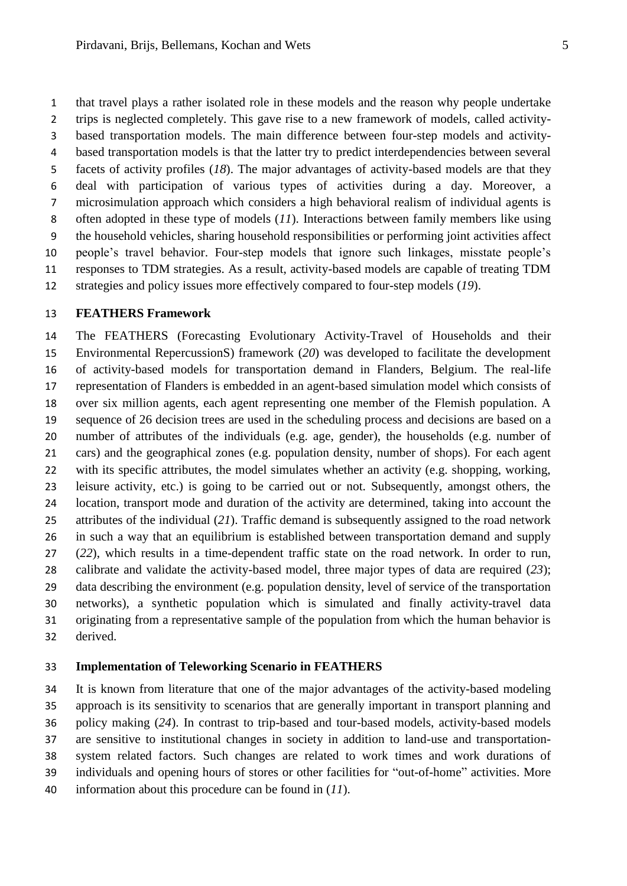that travel plays a rather isolated role in these models and the reason why people undertake trips is neglected completely. This gave rise to a new framework of models, called activity-based transportation models. The main difference between four-step models and activity-based transportation models is that the latter try to predict interdependencies between several facets of activity profiles (*18*). The major advantages of activity-based models are that they deal with participation of various types of activities during a day. Moreover, a microsimulation approach which considers a high behavioral realism of individual agents is often adopted in these type of models (*11*). Interactions between family members like using the household vehicles, sharing household responsibilities or performing joint activities affect people's travel behavior. Four-step models that ignore such linkages, misstate people's responses to TDM strategies. As a result, activity-based models are capable of treating TDM strategies and policy issues more effectively compared to four-step models (*19*).

## FEATHERS Framework

The FEATHERS (Forecasting Evolutionary Activity-Travel of Households and their Environmental RepercussionS) framework (*20*) was developed to facilitate the development of activity-based models for transportation demand in Flanders, Belgium. The real-life representation of Flanders is embedded in an agent-based simulation model which consists of over six million agents, each agent representing one member of the Flemish population. A sequence of 26 decision trees are used in the scheduling process and decisions are based on a number of attributes of the individuals (e.g. age, gender), the households (e.g. number of cars) and the geographical zones (e.g. population density, number of shops). For each agent with its specific attributes, the model simulates whether an activity (e.g. shopping, working, leisure activity, etc.) is going to be carried out or not. Subsequently, amongst others, the location, transport mode and duration of the activity are determined, taking into account the attributes of the individual (*21*). Traffic demand is subsequently assigned to the road network in such a way that an equilibrium is established between transportation demand and supply (*22*), which results in a time-dependent traffic state on the road network. In order to run, calibrate and validate the activity-based model, three major types of data are required (*23*); data describing the environment (e.g. population density, level of service of the transportation networks), a synthetic population which is simulated and finally activity-travel data originating from a representative sample of the population from which the human behavior is derived.

## Implementation of Teleworking Scenario in FEATHERS

It is known from literature that one of the major advantages of the activity-based modeling approach is its sensitivity to scenarios that are generally important in transport planning and policy making (*24*). In contrast to trip-based and tour-based models, activity-based models are sensitive to institutional changes in society in addition to land-use and transportation-system related factors. Such changes are related to work times and work durations of individuals and opening hours of stores or other facilities for "out-of-home" activities. More information about this procedure can be found in (*11*).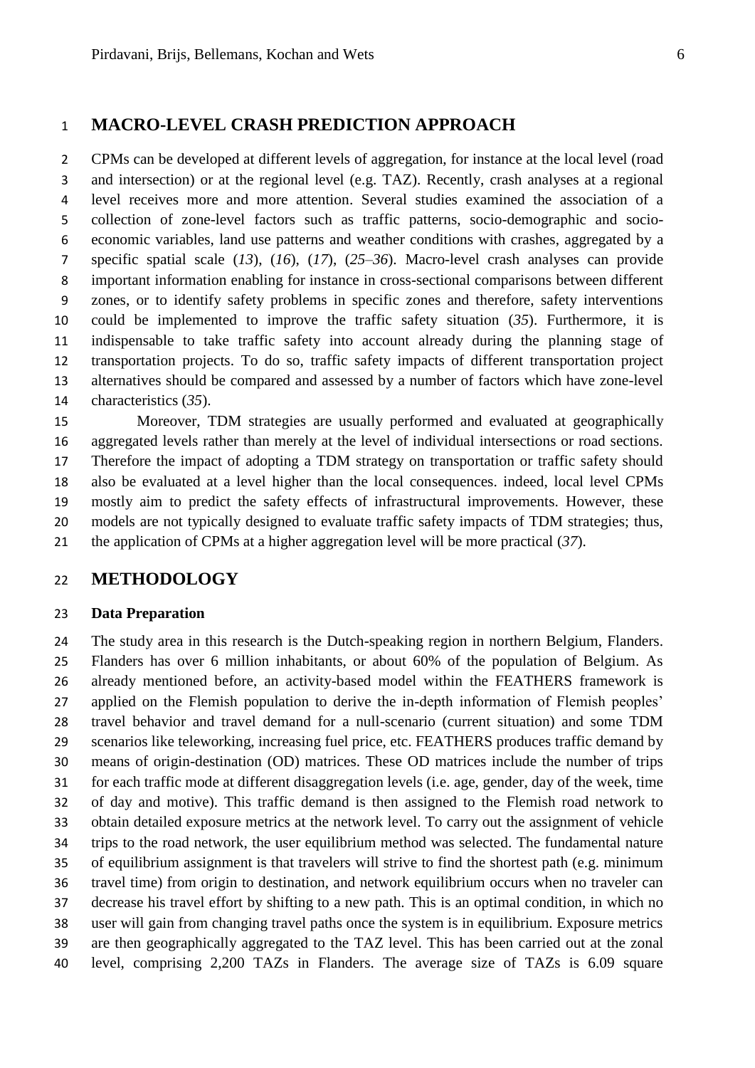# MACRO-LEVEL CRASH PREDICTION APPROACH

CPMs can be developed at different levels of aggregation, for instance at the local level (road and intersection) or at the regional level (e.g. TAZ). Recently, crash analyses at a regional level receives more and more attention. Several studies examined the association of a collection of zone-level factors such as traffic patterns, socio-demographic and socio-economic variables, land use patterns and weather conditions with crashes, aggregated by a specific spatial scale (*13*), (*16*), (*17*), (*25–36*). Macro-level crash analyses can provide important information enabling for instance in cross-sectional comparisons between different zones, or to identify safety problems in specific zones and therefore, safety interventions could be implemented to improve the traffic safety situation (*35*). Furthermore, it is indispensable to take traffic safety into account already during the planning stage of transportation projects. To do so, traffic safety impacts of different transportation project alternatives should be compared and assessed by a number of factors which have zone-level characteristics (*35*).

Moreover, TDM strategies are usually performed and evaluated at geographically aggregated levels rather than merely at the level of individual intersections or road sections. Therefore the impact of adopting a TDM strategy on transportation or traffic safety should also be evaluated at a level higher than the local consequences. indeed, local level CPMs mostly aim to predict the safety effects of infrastructural improvements. However, these models are not typically designed to evaluate traffic safety impacts of TDM strategies; thus, the application of CPMs at a higher aggregation level will be more practical (*37*).

# METHODOLOGY

### Data Preparation

The study area in this research is the Dutch-speaking region in northern Belgium, Flanders. Flanders has over 6 million inhabitants, or about 60% of the population of Belgium. As already mentioned before, an activity-based model within the FEATHERS framework is applied on the Flemish population to derive the in-depth information of Flemish peoples' travel behavior and travel demand for a null-scenario (current situation) and some TDM scenarios like teleworking, increasing fuel price, etc. FEATHERS produces traffic demand by means of origin-destination (OD) matrices. These OD matrices include the number of trips for each traffic mode at different disaggregation levels (i.e. age, gender, day of the week, time of day and motive). This traffic demand is then assigned to the Flemish road network to obtain detailed exposure metrics at the network level. To carry out the assignment of vehicle trips to the road network, the user equilibrium method was selected. The fundamental nature of equilibrium assignment is that travelers will strive to find the shortest path (e.g. minimum travel time) from origin to destination, and network equilibrium occurs when no traveler can decrease his travel effort by shifting to a new path. This is an optimal condition, in which no user will gain from changing travel paths once the system is in equilibrium. Exposure metrics are then geographically aggregated to the TAZ level. This has been carried out at the zonal level, comprising 2,200 TAZs in Flanders. The average size of TAZs is 6.09 square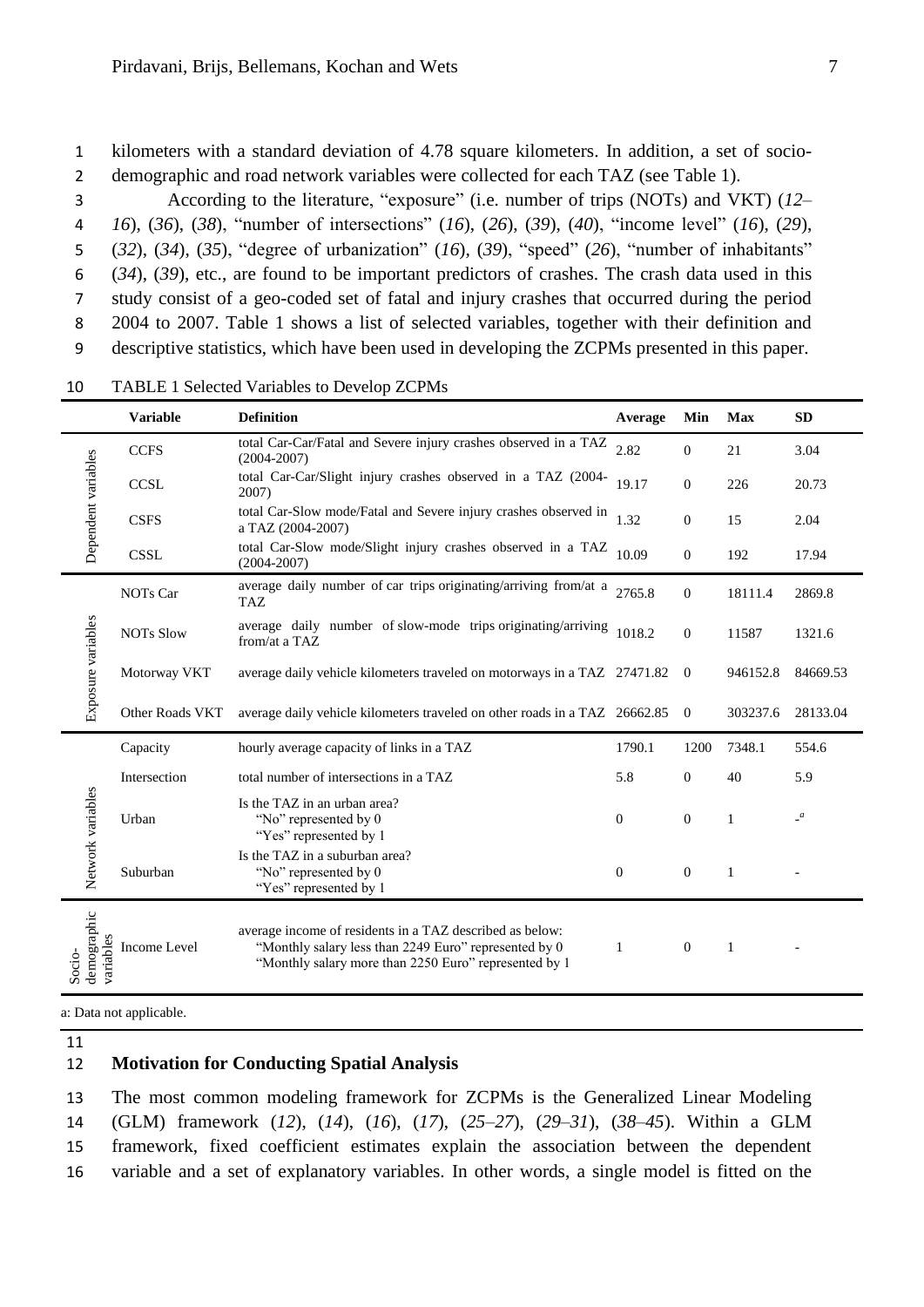kilometers with a standard deviation of 4.78 square kilometers. In addition, a set of socio-demographic and road network variables were collected for each TAZ (see Table 1).

According to the literature, "exposure" (i.e. number of trips (NOTs) and VKT) (*12*–*16*), (*36*), (*38*), "number of intersections" (*16*), (*26*), (*39*), (*40*), "income level" (*16*), (*29*), (*32*), (*34*), (*35*), "degree of urbanization" (*16*), (*39*), "speed" (*26*), "number of inhabitants" (*34*), (*39*), etc., are found to be important predictors of crashes. The crash data used in this study consist of a geo-coded set of fatal and injury crashes that occurred during the period 2004 to 2007. Table 1 shows a list of selected variables, together with their definition and descriptive statistics, which have been used in developing the ZCPMs presented in this paper.

TABLE 1 Selected Variables to Develop ZCPMs

| | Variable | Definition | Average | Min | Max | SD |
|---|---|---|---|---|---|---|
| Dependent variables | CCFS | total Car-Car/Fatal and Severe injury crashes observed in a TAZ (2004-2007) | 2.82 | 0 | 21 | 3.04 |
| | CCSL | total Car-Car/Slight injury crashes observed in a TAZ (2004-2007) | 19.17 | 0 | 226 | 20.73 |
| | CSFS | total Car-Slow mode/Fatal and Severe injury crashes observed in a TAZ (2004-2007) | 1.32 | 0 | 15 | 2.04 |
| | CSSL | total Car-Slow mode/Slight injury crashes observed in a TAZ (2004-2007) | 10.09 | 0 | 192 | 17.94 |
| Exposure variables | NOTs Car | average daily number of car trips originating/arriving from/at a TAZ | 2765.8 | 0 | 18111.4 | 2869.8 |
| | NOTs Slow | average daily number of slow-mode trips originating/arriving from/at a TAZ | 1018.2 | 0 | 11587 | 1321.6 |
| | Motorway VKT | average daily vehicle kilometers traveled on motorways in a TAZ | 27471.82 | 0 | 946152.8 | 84669.53 |
| | Other Roads VKT | average daily vehicle kilometers traveled on other roads in a TAZ | 26662.85 | 0 | 303237.6 | 28133.04 |
| Network variables | Capacity | hourly average capacity of links in a TAZ | 1790.1 | 1200 | 7348.1 | 554.6 |
| | Intersection | total number of intersections in a TAZ | 5.8 | 0 | 40 | 5.9 |
| | Urban | Is the TAZ in an urban area? "No" represented by 0 "Yes" represented by 1 | 0 | 0 | 1 | -[a] |
| | Suburban | Is the TAZ in a suburban area? "No" represented by 0 "Yes" represented by 1 | 0 | 0 | 1 | - |
| Socio-demographic variables | Income Level | average income of residents in a TAZ described as below: "Monthly salary less than 2249 Euro" represented by 0 "Monthly salary more than 2250 Euro" represented by 1 | 1 | 0 | 1 | - |

a: Data not applicable.

## Motivation for Conducting Spatial Analysis

The most common modeling framework for ZCPMs is the Generalized Linear Modeling (GLM) framework (*12*), (*14*), (*16*), (*17*), (*25*–*27*), (*29*–*31*), (*38*–*45*). Within a GLM framework, fixed coefficient estimates explain the association between the dependent variable and a set of explanatory variables. In other words, a single model is fitted on the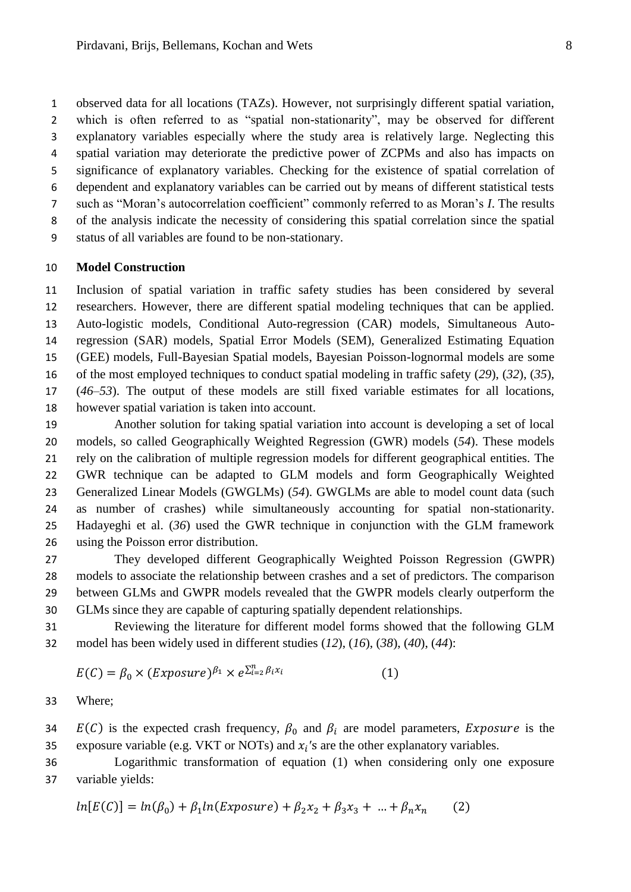observed data for all locations (TAZs). However, not surprisingly different spatial variation, which is often referred to as "spatial non-stationarity", may be observed for different explanatory variables especially where the study area is relatively large. Neglecting this spatial variation may deteriorate the predictive power of ZCPMs and also has impacts on significance of explanatory variables. Checking for the existence of spatial correlation of dependent and explanatory variables can be carried out by means of different statistical tests such as "Moran's autocorrelation coefficient" commonly referred to as Moran's *I*. The results of the analysis indicate the necessity of considering this spatial correlation since the spatial status of all variables are found to be non-stationary.

## Model Construction

Inclusion of spatial variation in traffic safety studies has been considered by several researchers. However, there are different spatial modeling techniques that can be applied. Auto-logistic models, Conditional Auto-regression (CAR) models, Simultaneous Auto-regression (SAR) models, Spatial Error Models (SEM), Generalized Estimating Equation (GEE) models, Full-Bayesian Spatial models, Bayesian Poisson-lognormal models are some of the most employed techniques to conduct spatial modeling in traffic safety (*29*), (*32*), (*35*), (*46–53*). The output of these models are still fixed variable estimates for all locations, however spatial variation is taken into account.

Another solution for taking spatial variation into account is developing a set of local models, so called Geographically Weighted Regression (GWR) models (*54*). These models rely on the calibration of multiple regression models for different geographical entities. The GWR technique can be adapted to GLM models and form Geographically Weighted Generalized Linear Models (GWGLMs) (*54*). GWGLMs are able to model count data (such as number of crashes) while simultaneously accounting for spatial non-stationarity. Hadayeghi et al. (*36*) used the GWR technique in conjunction with the GLM framework using the Poisson error distribution.

They developed different Geographically Weighted Poisson Regression (GWPR) models to associate the relationship between crashes and a set of predictors. The comparison between GLMs and GWPR models revealed that the GWPR models clearly outperform the GLMs since they are capable of capturing spatially dependent relationships.

Reviewing the literature for different model forms showed that the following GLM model has been widely used in different studies (*12*), (*16*), (*38*), (*40*), (*44*):

$$E(C) = \beta_0 \times (Exposure)^{\beta_1} \times e^{\sum_{i=2}^{n} \beta_i x_i} \qquad (1)$$

Where;

$E(C)$ is the expected crash frequency, $\beta_0$ and $\beta_i$ are model parameters, $Exposure$ is the exposure variable (e.g. VKT or NOTs) and $x_i$'s are the other explanatory variables.

Logarithmic transformation of equation (1) when considering only one exposure variable yields:

$$ln[E(C)] = ln(\beta_0) + \beta_1 ln(Exposure) + \beta_2 x_2 + \beta_3 x_3 + \ldots + \beta_n x_n \qquad (2)$$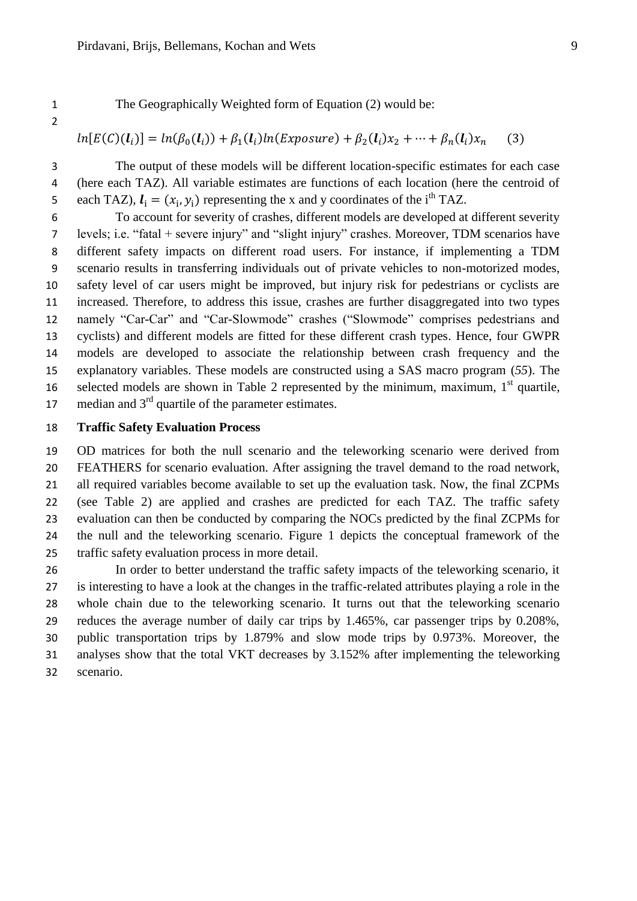The Geographically Weighted form of Equation (2) would be:

$$ln[E(C)(\boldsymbol{l}_i)] = ln(\beta_0(\boldsymbol{l}_i)) + \beta_1(\boldsymbol{l}_i)ln(Exposure) + \beta_2(\boldsymbol{l}_i)x_2 + \cdots + \beta_n(\boldsymbol{l}_i)x_n \qquad (3)$$

The output of these models will be different location-specific estimates for each case (here each TAZ). All variable estimates are functions of each location (here the centroid of each TAZ), $\boldsymbol{l}_i = (x_i, y_i)$ representing the x and y coordinates of the $i^{th}$ TAZ.

To account for severity of crashes, different models are developed at different severity levels; i.e. "fatal + severe injury" and "slight injury" crashes. Moreover, TDM scenarios have different safety impacts on different road users. For instance, if implementing a TDM scenario results in transferring individuals out of private vehicles to non-motorized modes, safety level of car users might be improved, but injury risk for pedestrians or cyclists are increased. Therefore, to address this issue, crashes are further disaggregated into two types namely "Car-Car" and "Car-Slowmode" crashes ("Slowmode" comprises pedestrians and cyclists) and different models are fitted for these different crash types. Hence, four GWPR models are developed to associate the relationship between crash frequency and the explanatory variables. These models are constructed using a SAS macro program (*55*). The selected models are shown in Table 2 represented by the minimum, maximum, 1st quartile, median and 3rd quartile of the parameter estimates.

## Traffic Safety Evaluation Process

OD matrices for both the null scenario and the teleworking scenario were derived from FEATHERS for scenario evaluation. After assigning the travel demand to the road network, all required variables become available to set up the evaluation task. Now, the final ZCPMs (see Table 2) are applied and crashes are predicted for each TAZ. The traffic safety evaluation can then be conducted by comparing the NOCs predicted by the final ZCPMs for the null and the teleworking scenario. Figure 1 depicts the conceptual framework of the traffic safety evaluation process in more detail.

In order to better understand the traffic safety impacts of the teleworking scenario, it is interesting to have a look at the changes in the traffic-related attributes playing a role in the whole chain due to the teleworking scenario. It turns out that the teleworking scenario reduces the average number of daily car trips by 1.465%, car passenger trips by 0.208%, public transportation trips by 1.879% and slow mode trips by 0.973%. Moreover, the analyses show that the total VKT decreases by 3.152% after implementing the teleworking scenario.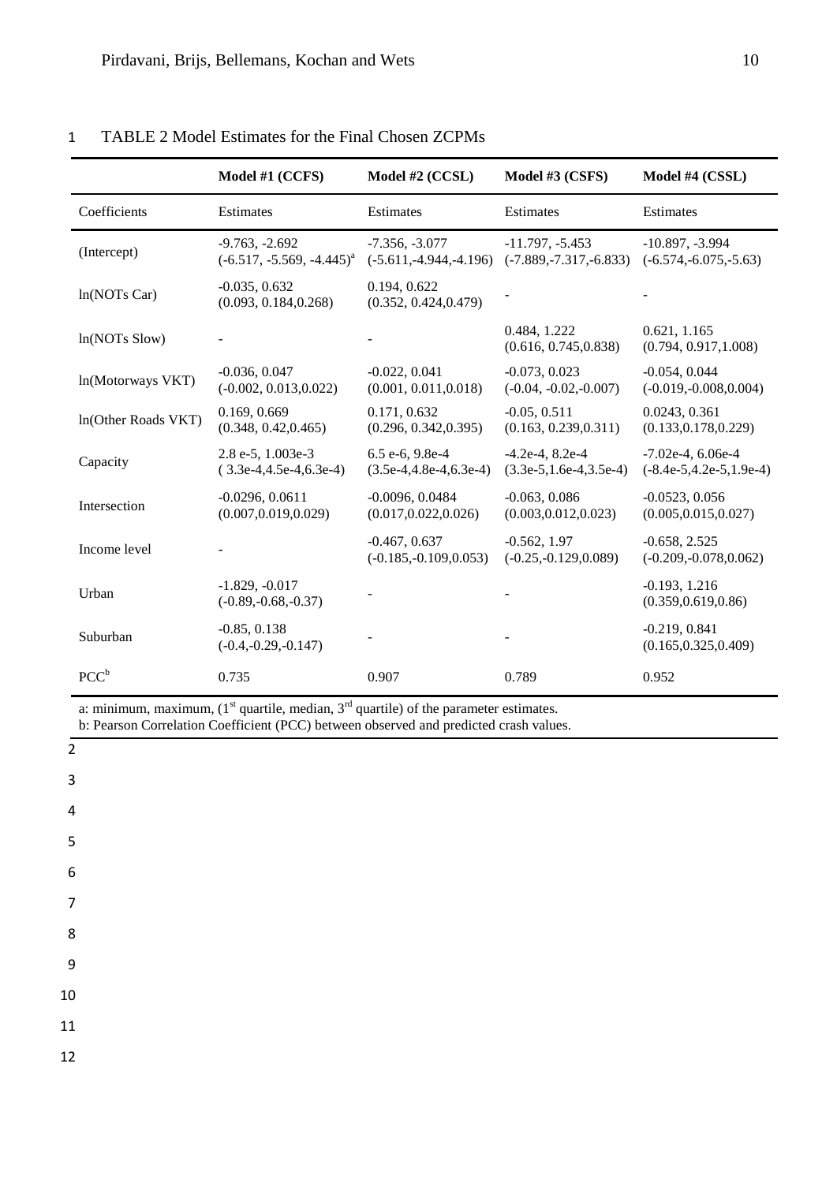TABLE 2 Model Estimates for the Final Chosen ZCPMs

| | Model #1 (CCFS) | Model #2 (CCSL) | Model #3 (CSFS) | Model #4 (CSSL) |
|---|---|---|---|---|
| Coefficients | Estimates | Estimates | Estimates | Estimates |
| (Intercept) | -9.763, -2.692 (-6.517, -5.569, -4.445)[a] | -7.356, -3.077 (-5.611,-4.944,-4.196) | -11.797, -5.453 (-7.889,-7.317,-6.833) | -10.897, -3.994 (-6.574,-6.075,-5.63) |
| ln(NOTs Car) | -0.035, 0.632 (0.093, 0.184,0.268) | 0.194, 0.622 (0.352, 0.424,0.479) | - | - |
| ln(NOTs Slow) | - | - | 0.484, 1.222 (0.616, 0.745,0.838) | 0.621, 1.165 (0.794, 0.917,1.008) |
| ln(Motorways VKT) | -0.036, 0.047 (-0.002, 0.013,0.022) | -0.022, 0.041 (0.001, 0.011,0.018) | -0.073, 0.023 (-0.04, -0.02,-0.007) | -0.054, 0.044 (-0.019,-0.008,0.004) |
| ln(Other Roads VKT) | 0.169, 0.669 (0.348, 0.42,0.465) | 0.171, 0.632 (0.296, 0.342,0.395) | -0.05, 0.511 (0.163, 0.239,0.311) | 0.0243, 0.361 (0.133,0.178,0.229) |
| Capacity | 2.8 e-5, 1.003e-3 ( 3.3e-4,4.5e-4,6.3e-4) | 6.5 e-6, 9.8e-4 (3.5e-4,4.8e-4,6.3e-4) | -4.2e-4, 8.2e-4 (3.3e-5,1.6e-4,3.5e-4) | -7.02e-4, 6.06e-4 (-8.4e-5,4.2e-5,1.9e-4) |
| Intersection | -0.0296, 0.0611 (0.007,0.019,0.029) | -0.0096, 0.0484 (0.017,0.022,0.026) | -0.063, 0.086 (0.003,0.012,0.023) | -0.0523, 0.056 (0.005,0.015,0.027) |
| Income level | - | -0.467, 0.637 (-0.185,-0.109,0.053) | -0.562, 1.97 (-0.25,-0.129,0.089) | -0.658, 2.525 (-0.209,-0.078,0.062) |
| Urban | -1.829, -0.017 (-0.89,-0.68,-0.37) | - | - | -0.193, 1.216 (0.359,0.619,0.86) |
| Suburban | -0.85, 0.138 (-0.4,-0.29,-0.147) | - | - | -0.219, 0.841 (0.165,0.325,0.409) |
| PCC[b] | 0.735 | 0.907 | 0.789 | 0.952 |

a: minimum, maximum, (1st quartile, median, 3rd quartile) of the parameter estimates.
b: Pearson Correlation Coefficient (PCC) between observed and predicted crash values.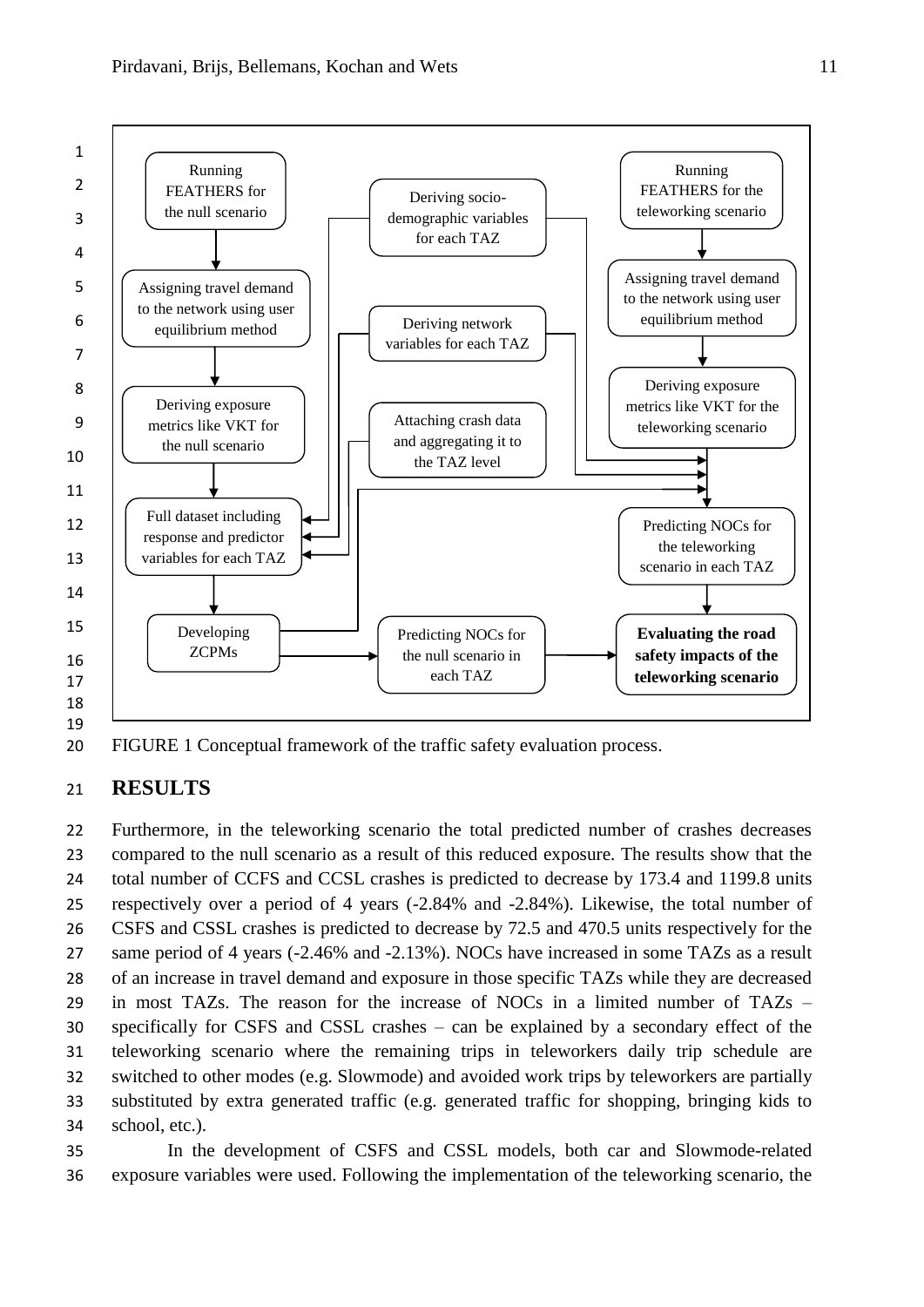FIGURE 1 Conceptual framework of the traffic safety evaluation process.

## RESULTS

Furthermore, in the teleworking scenario the total predicted number of crashes decreases compared to the null scenario as a result of this reduced exposure. The results show that the total number of CCFS and CCSL crashes is predicted to decrease by 173.4 and 1199.8 units respectively over a period of 4 years (-2.84% and -2.84%). Likewise, the total number of CSFS and CSSL crashes is predicted to decrease by 72.5 and 470.5 units respectively for the same period of 4 years (-2.46% and -2.13%). NOCs have increased in some TAZs as a result of an increase in travel demand and exposure in those specific TAZs while they are decreased in most TAZs. The reason for the increase of NOCs in a limited number of TAZs – specifically for CSFS and CSSL crashes – can be explained by a secondary effect of the teleworking scenario where the remaining trips in teleworkers daily trip schedule are switched to other modes (e.g. Slowmode) and avoided work trips by teleworkers are partially substituted by extra generated traffic (e.g. generated traffic for shopping, bringing kids to school, etc.).

In the development of CSFS and CSSL models, both car and Slowmode-related exposure variables were used. Following the implementation of the teleworking scenario, the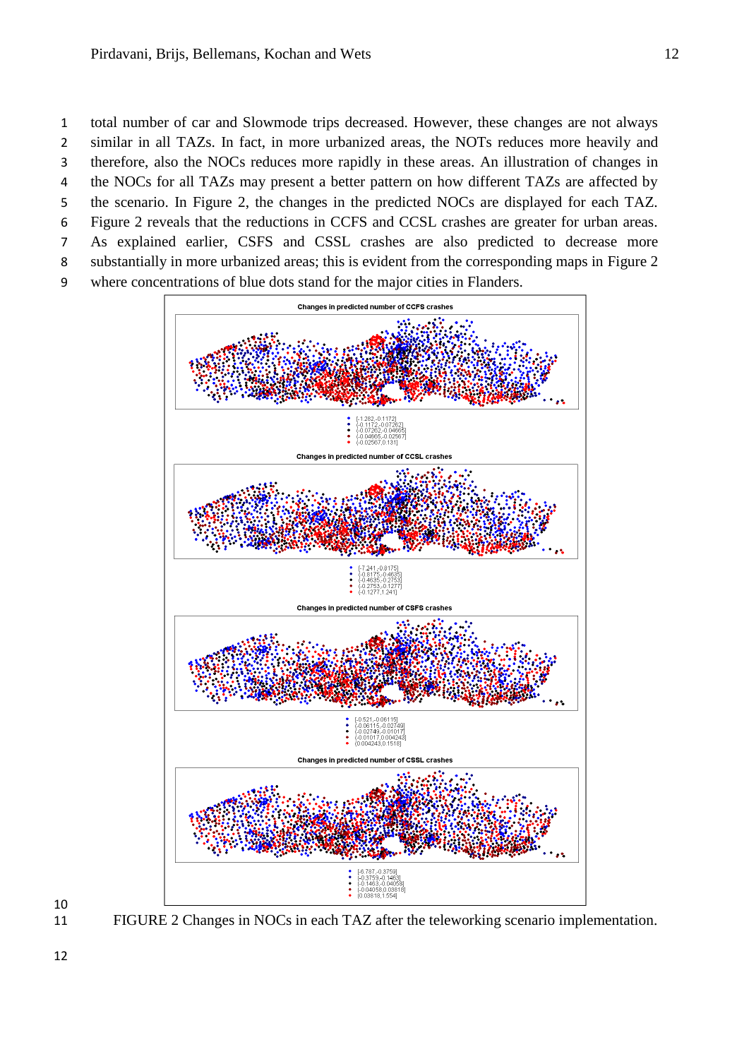total number of car and Slowmode trips decreased. However, these changes are not always similar in all TAZs. In fact, in more urbanized areas, the NOTs reduces more heavily and therefore, also the NOCs reduces more rapidly in these areas. An illustration of changes in the NOCs for all TAZs may present a better pattern on how different TAZs are affected by the scenario. In Figure 2, the changes in the predicted NOCs are displayed for each TAZ. Figure 2 reveals that the reductions in CCFS and CCSL crashes are greater for urban areas. As explained earlier, CSFS and CSSL crashes are also predicted to decrease more substantially in more urbanized areas; this is evident from the corresponding maps in Figure 2 where concentrations of blue dots stand for the major cities in Flanders.

Changes in predicted number of CCFS crashes

- [-1.282,-0.1172]
- (-0.1172,-0.07262]
- (-0.07262,-0.04665]
- (-0.04665,-0.02567]
- (-0.02567,0.131]

Changes in predicted number of CCSL crashes

- [-7.241,-0.8175]
- (-0.8175,-0.4635]
- (-0.4635,-0.2753]
- (-0.2753,-0.1277]
- (-0.1277,1.241]

Changes in predicted number of CSFS crashes

- [-0.521,-0.06115]
- (-0.06115,-0.02749]
- (-0.02749,-0.01017]
- (-0.01017,0.004243]
- (0.004243,0.1518]

Changes in predicted number of CSSL crashes

- [-6.787,-0.3759]
- (-0.3759,-0.1463]
- (-0.1463,-0.04058]
- (-0.04058,0.03818]
- (0.03818,1.554]

FIGURE 2 Changes in NOCs in each TAZ after the teleworking scenario implementation.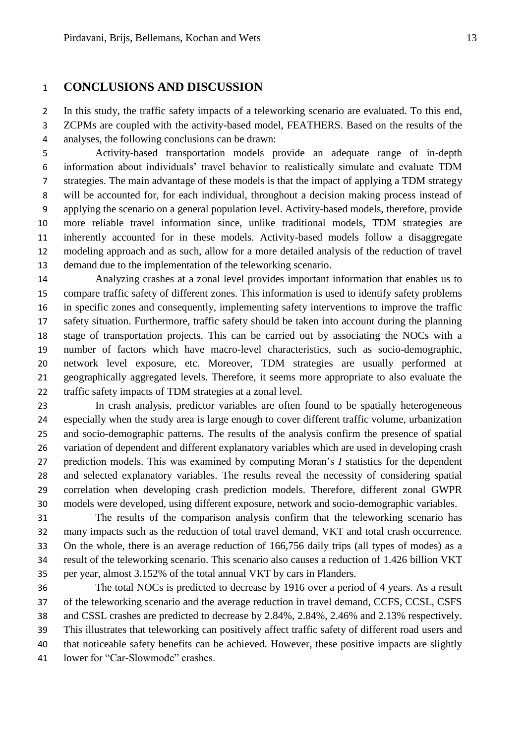# CONCLUSIONS AND DISCUSSION

In this study, the traffic safety impacts of a teleworking scenario are evaluated. To this end, ZCPMs are coupled with the activity-based model, FEATHERS. Based on the results of the analyses, the following conclusions can be drawn:

Activity-based transportation models provide an adequate range of in-depth information about individuals' travel behavior to realistically simulate and evaluate TDM strategies. The main advantage of these models is that the impact of applying a TDM strategy will be accounted for, for each individual, throughout a decision making process instead of applying the scenario on a general population level. Activity-based models, therefore, provide more reliable travel information since, unlike traditional models, TDM strategies are inherently accounted for in these models. Activity-based models follow a disaggregate modeling approach and as such, allow for a more detailed analysis of the reduction of travel demand due to the implementation of the teleworking scenario.

Analyzing crashes at a zonal level provides important information that enables us to compare traffic safety of different zones. This information is used to identify safety problems in specific zones and consequently, implementing safety interventions to improve the traffic safety situation. Furthermore, traffic safety should be taken into account during the planning stage of transportation projects. This can be carried out by associating the NOCs with a number of factors which have macro-level characteristics, such as socio-demographic, network level exposure, etc. Moreover, TDM strategies are usually performed at geographically aggregated levels. Therefore, it seems more appropriate to also evaluate the traffic safety impacts of TDM strategies at a zonal level.

In crash analysis, predictor variables are often found to be spatially heterogeneous especially when the study area is large enough to cover different traffic volume, urbanization and socio-demographic patterns. The results of the analysis confirm the presence of spatial variation of dependent and different explanatory variables which are used in developing crash prediction models. This was examined by computing Moran's *I* statistics for the dependent and selected explanatory variables. The results reveal the necessity of considering spatial correlation when developing crash prediction models. Therefore, different zonal GWPR models were developed, using different exposure, network and socio-demographic variables.

The results of the comparison analysis confirm that the teleworking scenario has many impacts such as the reduction of total travel demand, VKT and total crash occurrence. On the whole, there is an average reduction of 166,756 daily trips (all types of modes) as a result of the teleworking scenario. This scenario also causes a reduction of 1.426 billion VKT per year, almost 3.152% of the total annual VKT by cars in Flanders.

The total NOCs is predicted to decrease by 1916 over a period of 4 years. As a result of the teleworking scenario and the average reduction in travel demand, CCFS, CCSL, CSFS and CSSL crashes are predicted to decrease by 2.84%, 2.84%, 2.46% and 2.13% respectively. This illustrates that teleworking can positively affect traffic safety of different road users and that noticeable safety benefits can be achieved. However, these positive impacts are slightly lower for "Car-Slowmode" crashes.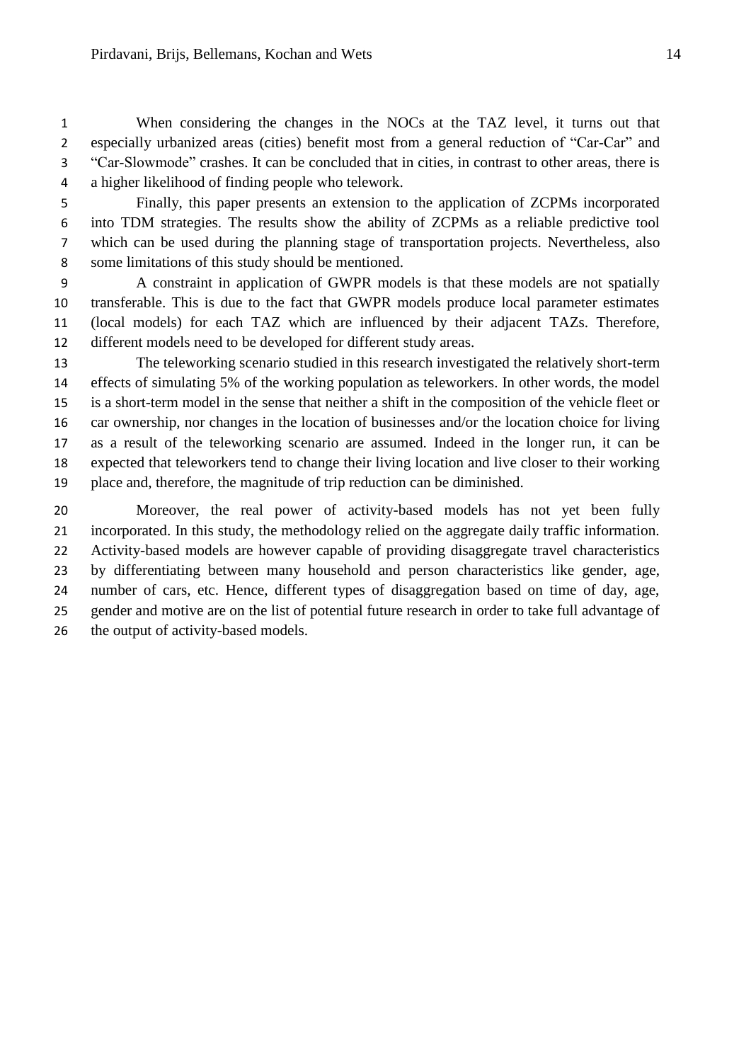When considering the changes in the NOCs at the TAZ level, it turns out that especially urbanized areas (cities) benefit most from a general reduction of "Car-Car" and "Car-Slowmode" crashes. It can be concluded that in cities, in contrast to other areas, there is a higher likelihood of finding people who telework.

Finally, this paper presents an extension to the application of ZCPMs incorporated into TDM strategies. The results show the ability of ZCPMs as a reliable predictive tool which can be used during the planning stage of transportation projects. Nevertheless, also some limitations of this study should be mentioned.

A constraint in application of GWPR models is that these models are not spatially transferable. This is due to the fact that GWPR models produce local parameter estimates (local models) for each TAZ which are influenced by their adjacent TAZs. Therefore, different models need to be developed for different study areas.

The teleworking scenario studied in this research investigated the relatively short-term effects of simulating 5% of the working population as teleworkers. In other words, the model is a short-term model in the sense that neither a shift in the composition of the vehicle fleet or car ownership, nor changes in the location of businesses and/or the location choice for living as a result of the teleworking scenario are assumed. Indeed in the longer run, it can be expected that teleworkers tend to change their living location and live closer to their working place and, therefore, the magnitude of trip reduction can be diminished.

Moreover, the real power of activity-based models has not yet been fully incorporated. In this study, the methodology relied on the aggregate daily traffic information. Activity-based models are however capable of providing disaggregate travel characteristics by differentiating between many household and person characteristics like gender, age, number of cars, etc. Hence, different types of disaggregation based on time of day, age, gender and motive are on the list of potential future research in order to take full advantage of the output of activity-based models.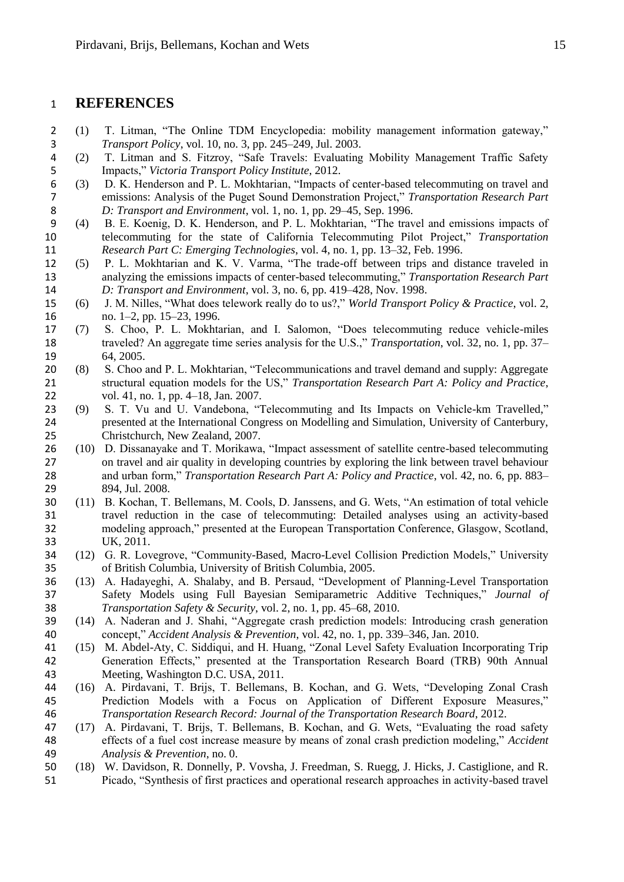# REFERENCES

(1) T. Litman, "The Online TDM Encyclopedia: mobility management information gateway," *Transport Policy*, vol. 10, no. 3, pp. 245–249, Jul. 2003.

(2) T. Litman and S. Fitzroy, "Safe Travels: Evaluating Mobility Management Traffic Safety Impacts," *Victoria Transport Policy Institute*, 2012.

(3) D. K. Henderson and P. L. Mokhtarian, "Impacts of center-based telecommuting on travel and emissions: Analysis of the Puget Sound Demonstration Project," *Transportation Research Part D: Transport and Environment*, vol. 1, no. 1, pp. 29–45, Sep. 1996.

(4) B. E. Koenig, D. K. Henderson, and P. L. Mokhtarian, "The travel and emissions impacts of telecommuting for the state of California Telecommuting Pilot Project," *Transportation Research Part C: Emerging Technologies*, vol. 4, no. 1, pp. 13–32, Feb. 1996.

(5) P. L. Mokhtarian and K. V. Varma, "The trade-off between trips and distance traveled in analyzing the emissions impacts of center-based telecommuting," *Transportation Research Part D: Transport and Environment*, vol. 3, no. 6, pp. 419–428, Nov. 1998.

(6) J. M. Nilles, "What does telework really do to us?," *World Transport Policy & Practice*, vol. 2, no. 1–2, pp. 15–23, 1996.

(7) S. Choo, P. L. Mokhtarian, and I. Salomon, "Does telecommuting reduce vehicle-miles traveled? An aggregate time series analysis for the U.S.," *Transportation*, vol. 32, no. 1, pp. 37–64, 2005.

(8) S. Choo and P. L. Mokhtarian, "Telecommunications and travel demand and supply: Aggregate structural equation models for the US," *Transportation Research Part A: Policy and Practice*, vol. 41, no. 1, pp. 4–18, Jan. 2007.

(9) S. T. Vu and U. Vandebona, "Telecommuting and Its Impacts on Vehicle-km Travelled," presented at the International Congress on Modelling and Simulation, University of Canterbury, Christchurch, New Zealand, 2007.

(10) D. Dissanayake and T. Morikawa, "Impact assessment of satellite centre-based telecommuting on travel and air quality in developing countries by exploring the link between travel behaviour and urban form," *Transportation Research Part A: Policy and Practice*, vol. 42, no. 6, pp. 883–894, Jul. 2008.

(11) B. Kochan, T. Bellemans, M. Cools, D. Janssens, and G. Wets, "An estimation of total vehicle travel reduction in the case of telecommuting: Detailed analyses using an activity-based modeling approach," presented at the European Transportation Conference, Glasgow, Scotland, UK, 2011.

(12) G. R. Lovegrove, "Community-Based, Macro-Level Collision Prediction Models," University of British Columbia, University of British Columbia, 2005.

(13) A. Hadayeghi, A. Shalaby, and B. Persaud, "Development of Planning-Level Transportation Safety Models using Full Bayesian Semiparametric Additive Techniques," *Journal of Transportation Safety & Security*, vol. 2, no. 1, pp. 45–68, 2010.

(14) A. Naderan and J. Shahi, "Aggregate crash prediction models: Introducing crash generation concept," *Accident Analysis & Prevention*, vol. 42, no. 1, pp. 339–346, Jan. 2010.

(15) M. Abdel-Aty, C. Siddiqui, and H. Huang, "Zonal Level Safety Evaluation Incorporating Trip Generation Effects," presented at the Transportation Research Board (TRB) 90th Annual Meeting, Washington D.C. USA, 2011.

(16) A. Pirdavani, T. Brijs, T. Bellemans, B. Kochan, and G. Wets, "Developing Zonal Crash Prediction Models with a Focus on Application of Different Exposure Measures," *Transportation Research Record: Journal of the Transportation Research Board*, 2012.

(17) A. Pirdavani, T. Brijs, T. Bellemans, B. Kochan, and G. Wets, "Evaluating the road safety effects of a fuel cost increase measure by means of zonal crash prediction modeling," *Accident Analysis & Prevention*, no. 0.

(18) W. Davidson, R. Donnelly, P. Vovsha, J. Freedman, S. Ruegg, J. Hicks, J. Castiglione, and R. Picado, "Synthesis of first practices and operational research approaches in activity-based travel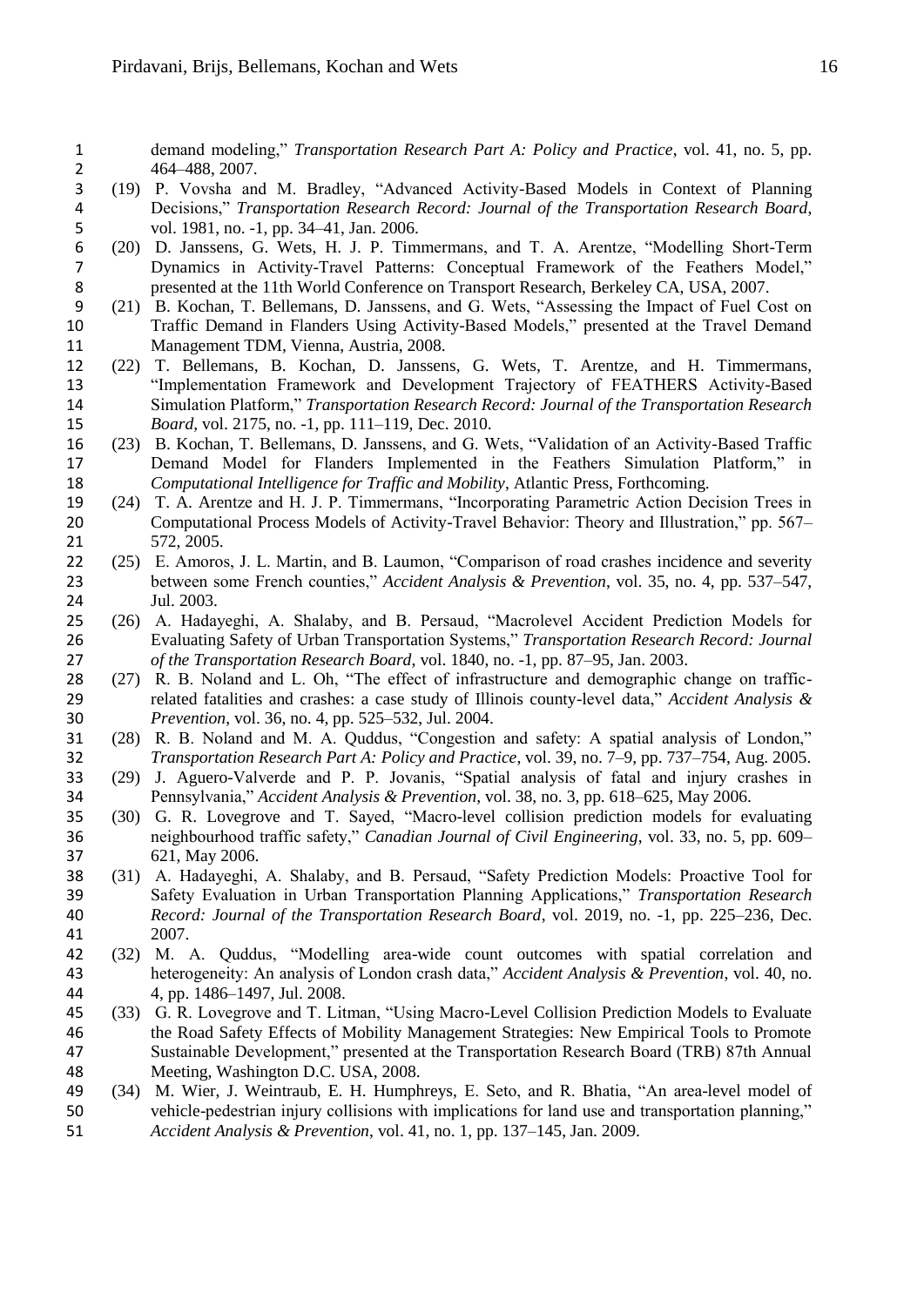demand modeling," *Transportation Research Part A: Policy and Practice*, vol. 41, no. 5, pp. 464–488, 2007.

(19) P. Vovsha and M. Bradley, "Advanced Activity-Based Models in Context of Planning Decisions," *Transportation Research Record: Journal of the Transportation Research Board*, vol. 1981, no. -1, pp. 34–41, Jan. 2006.

(20) D. Janssens, G. Wets, H. J. P. Timmermans, and T. A. Arentze, "Modelling Short-Term Dynamics in Activity-Travel Patterns: Conceptual Framework of the Feathers Model," presented at the 11th World Conference on Transport Research, Berkeley CA, USA, 2007.

(21) B. Kochan, T. Bellemans, D. Janssens, and G. Wets, "Assessing the Impact of Fuel Cost on Traffic Demand in Flanders Using Activity-Based Models," presented at the Travel Demand Management TDM, Vienna, Austria, 2008.

(22) T. Bellemans, B. Kochan, D. Janssens, G. Wets, T. Arentze, and H. Timmermans, "Implementation Framework and Development Trajectory of FEATHERS Activity-Based Simulation Platform," *Transportation Research Record: Journal of the Transportation Research Board*, vol. 2175, no. -1, pp. 111–119, Dec. 2010.

(23) B. Kochan, T. Bellemans, D. Janssens, and G. Wets, "Validation of an Activity-Based Traffic Demand Model for Flanders Implemented in the Feathers Simulation Platform," in *Computational Intelligence for Traffic and Mobility*, Atlantic Press, Forthcoming.

(24) T. A. Arentze and H. J. P. Timmermans, "Incorporating Parametric Action Decision Trees in Computational Process Models of Activity-Travel Behavior: Theory and Illustration," pp. 567–572, 2005.

(25) E. Amoros, J. L. Martin, and B. Laumon, "Comparison of road crashes incidence and severity between some French counties," *Accident Analysis & Prevention*, vol. 35, no. 4, pp. 537–547, Jul. 2003.

(26) A. Hadayeghi, A. Shalaby, and B. Persaud, "Macrolevel Accident Prediction Models for Evaluating Safety of Urban Transportation Systems," *Transportation Research Record: Journal of the Transportation Research Board*, vol. 1840, no. -1, pp. 87–95, Jan. 2003.

(27) R. B. Noland and L. Oh, "The effect of infrastructure and demographic change on traffic-related fatalities and crashes: a case study of Illinois county-level data," *Accident Analysis & Prevention*, vol. 36, no. 4, pp. 525–532, Jul. 2004.

(28) R. B. Noland and M. A. Quddus, "Congestion and safety: A spatial analysis of London," *Transportation Research Part A: Policy and Practice*, vol. 39, no. 7–9, pp. 737–754, Aug. 2005.

(29) J. Aguero-Valverde and P. P. Jovanis, "Spatial analysis of fatal and injury crashes in Pennsylvania," *Accident Analysis & Prevention*, vol. 38, no. 3, pp. 618–625, May 2006.

(30) G. R. Lovegrove and T. Sayed, "Macro-level collision prediction models for evaluating neighbourhood traffic safety," *Canadian Journal of Civil Engineering*, vol. 33, no. 5, pp. 609–621, May 2006.

(31) A. Hadayeghi, A. Shalaby, and B. Persaud, "Safety Prediction Models: Proactive Tool for Safety Evaluation in Urban Transportation Planning Applications," *Transportation Research Record: Journal of the Transportation Research Board*, vol. 2019, no. -1, pp. 225–236, Dec. 2007.

(32) M. A. Quddus, "Modelling area-wide count outcomes with spatial correlation and heterogeneity: An analysis of London crash data," *Accident Analysis & Prevention*, vol. 40, no. 4, pp. 1486–1497, Jul. 2008.

(33) G. R. Lovegrove and T. Litman, "Using Macro-Level Collision Prediction Models to Evaluate the Road Safety Effects of Mobility Management Strategies: New Empirical Tools to Promote Sustainable Development," presented at the Transportation Research Board (TRB) 87th Annual Meeting, Washington D.C. USA, 2008.

(34) M. Wier, J. Weintraub, E. H. Humphreys, E. Seto, and R. Bhatia, "An area-level model of vehicle-pedestrian injury collisions with implications for land use and transportation planning," *Accident Analysis & Prevention*, vol. 41, no. 1, pp. 137–145, Jan. 2009.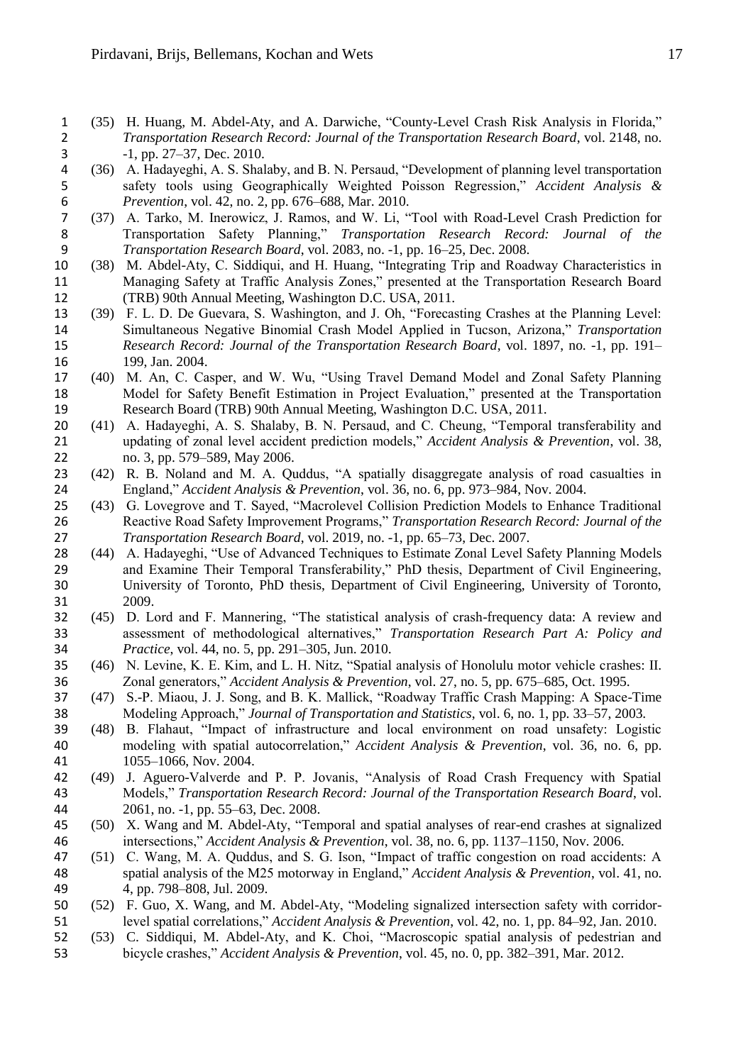(35) H. Huang, M. Abdel-Aty, and A. Darwiche, "County-Level Crash Risk Analysis in Florida," *Transportation Research Record: Journal of the Transportation Research Board*, vol. 2148, no. -1, pp. 27–37, Dec. 2010.

(36) A. Hadayeghi, A. S. Shalaby, and B. N. Persaud, "Development of planning level transportation safety tools using Geographically Weighted Poisson Regression," *Accident Analysis & Prevention*, vol. 42, no. 2, pp. 676–688, Mar. 2010.

(37) A. Tarko, M. Inerowicz, J. Ramos, and W. Li, "Tool with Road-Level Crash Prediction for Transportation Safety Planning," *Transportation Research Record: Journal of the Transportation Research Board*, vol. 2083, no. -1, pp. 16–25, Dec. 2008.

(38) M. Abdel-Aty, C. Siddiqui, and H. Huang, "Integrating Trip and Roadway Characteristics in Managing Safety at Traffic Analysis Zones," presented at the Transportation Research Board (TRB) 90th Annual Meeting, Washington D.C. USA, 2011.

(39) F. L. D. De Guevara, S. Washington, and J. Oh, "Forecasting Crashes at the Planning Level: Simultaneous Negative Binomial Crash Model Applied in Tucson, Arizona," *Transportation Research Record: Journal of the Transportation Research Board*, vol. 1897, no. -1, pp. 191–199, Jan. 2004.

(40) M. An, C. Casper, and W. Wu, "Using Travel Demand Model and Zonal Safety Planning Model for Safety Benefit Estimation in Project Evaluation," presented at the Transportation Research Board (TRB) 90th Annual Meeting, Washington D.C. USA, 2011.

(41) A. Hadayeghi, A. S. Shalaby, B. N. Persaud, and C. Cheung, "Temporal transferability and updating of zonal level accident prediction models," *Accident Analysis & Prevention*, vol. 38, no. 3, pp. 579–589, May 2006.

(42) R. B. Noland and M. A. Quddus, "A spatially disaggregate analysis of road casualties in England," *Accident Analysis & Prevention*, vol. 36, no. 6, pp. 973–984, Nov. 2004.

(43) G. Lovegrove and T. Sayed, "Macrolevel Collision Prediction Models to Enhance Traditional Reactive Road Safety Improvement Programs," *Transportation Research Record: Journal of the Transportation Research Board*, vol. 2019, no. -1, pp. 65–73, Dec. 2007.

(44) A. Hadayeghi, "Use of Advanced Techniques to Estimate Zonal Level Safety Planning Models and Examine Their Temporal Transferability," PhD thesis, Department of Civil Engineering, University of Toronto, PhD thesis, Department of Civil Engineering, University of Toronto, 2009.

(45) D. Lord and F. Mannering, "The statistical analysis of crash-frequency data: A review and assessment of methodological alternatives," *Transportation Research Part A: Policy and Practice*, vol. 44, no. 5, pp. 291–305, Jun. 2010.

(46) N. Levine, K. E. Kim, and L. H. Nitz, "Spatial analysis of Honolulu motor vehicle crashes: II. Zonal generators," *Accident Analysis & Prevention*, vol. 27, no. 5, pp. 675–685, Oct. 1995.

(47) S.-P. Miaou, J. J. Song, and B. K. Mallick, "Roadway Traffic Crash Mapping: A Space-Time Modeling Approach," *Journal of Transportation and Statistics*, vol. 6, no. 1, pp. 33–57, 2003.

(48) B. Flahaut, "Impact of infrastructure and local environment on road unsafety: Logistic modeling with spatial autocorrelation," *Accident Analysis & Prevention*, vol. 36, no. 6, pp. 1055–1066, Nov. 2004.

(49) J. Aguero-Valverde and P. P. Jovanis, "Analysis of Road Crash Frequency with Spatial Models," *Transportation Research Record: Journal of the Transportation Research Board*, vol. 2061, no. -1, pp. 55–63, Dec. 2008.

(50) X. Wang and M. Abdel-Aty, "Temporal and spatial analyses of rear-end crashes at signalized intersections," *Accident Analysis & Prevention*, vol. 38, no. 6, pp. 1137–1150, Nov. 2006.

(51) C. Wang, M. A. Quddus, and S. G. Ison, "Impact of traffic congestion on road accidents: A spatial analysis of the M25 motorway in England," *Accident Analysis & Prevention*, vol. 41, no. 4, pp. 798–808, Jul. 2009.

(52) F. Guo, X. Wang, and M. Abdel-Aty, "Modeling signalized intersection safety with corridor-level spatial correlations," *Accident Analysis & Prevention*, vol. 42, no. 1, pp. 84–92, Jan. 2010.

(53) C. Siddiqui, M. Abdel-Aty, and K. Choi, "Macroscopic spatial analysis of pedestrian and bicycle crashes," *Accident Analysis & Prevention*, vol. 45, no. 0, pp. 382–391, Mar. 2012.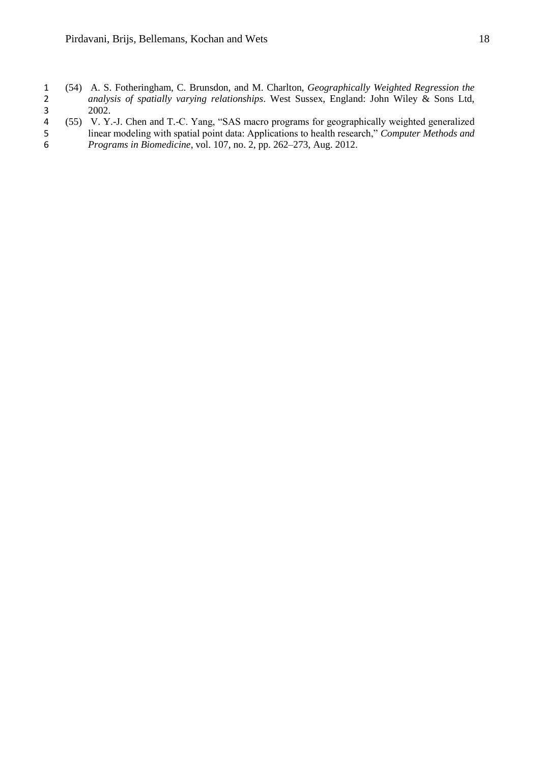(54) A. S. Fotheringham, C. Brunsdon, and M. Charlton, *Geographically Weighted Regression the analysis of spatially varying relationships*. West Sussex, England: John Wiley & Sons Ltd, 2002.

(55) V. Y.-J. Chen and T.-C. Yang, "SAS macro programs for geographically weighted generalized linear modeling with spatial point data: Applications to health research," *Computer Methods and Programs in Biomedicine*, vol. 107, no. 2, pp. 262–273, Aug. 2012.